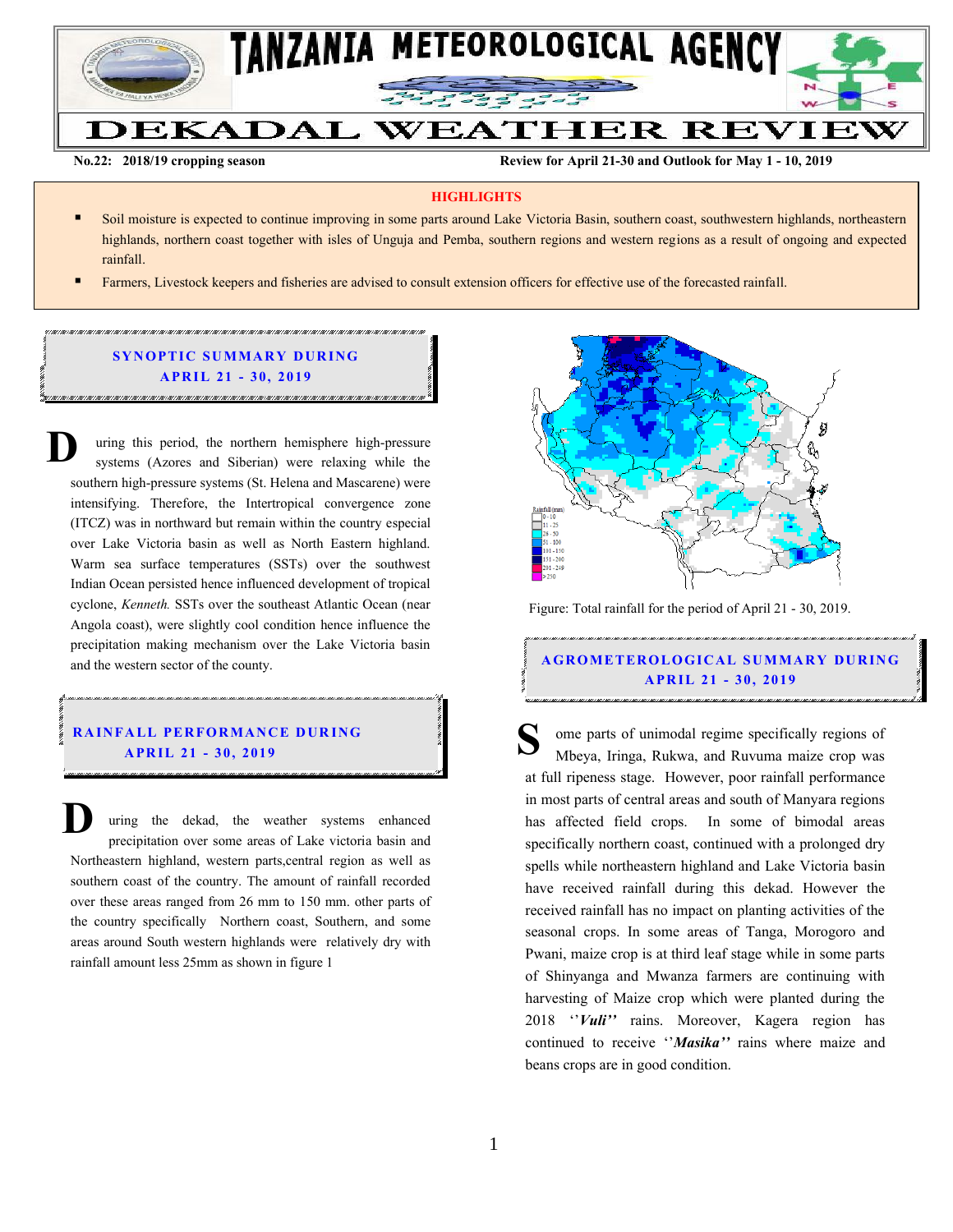# TANZANIA METEOROLOGICAL AGENCY

# DEKADAL WEATHER REVIEW

**No.22: 2018/19 cropping season** **Review for April 21-30 and Outlook for May 1 - 10, 2019**

**HIGHLIGHTS**

- Soil moisture is expected to continue improving in some parts around Lake Victoria Basin, southern coast, southwestern highlands, northeastern highlands, northern coast together with isles of Unguja and Pemba, southern regions and western regions as a result of ongoing and expected rainfall.
- Farmers, Livestock keepers and fisheries are advised to consult extension officers for effective use of the forecasted rainfall.

## SYNOPTIC SUMMARY DURING APRIL 21 - 30, 2019

During this period, the northern hemisphere high-pressure systems (Azores and Siberian) were relaxing while the southern high-pressure systems (St. Helena and Mascarene) were intensifying. Therefore, the Intertropical convergence zone (ITCZ) was in northward but remain within the country especial over Lake Victoria basin as well as North Eastern highland. Warm sea surface temperatures (SSTs) over the southwest Indian Ocean persisted hence influenced development of tropical cyclone, *Kenneth.* SSTs over the southeast Atlantic Ocean (near Angola coast), were slightly cool condition hence influence the precipitation making mechanism over the Lake Victoria basin and the western sector of the county.

## RAINFALL PERFORMANCE DURING APRIL 21 - 30, 2019

During the dekad, the weather systems enhanced precipitation over some areas of Lake victoria basin and Northeastern highland, western parts,central region as well as southern coast of the country. The amount of rainfall recorded over these areas ranged from 26 mm to 150 mm. other parts of the country specifically Northern coast, Southern, and some areas around South western highlands were relatively dry with rainfall amount less 25mm as shown in figure 1

Rainfall (mm): 0 - 10, 11 - 25, 26 - 50, 51 - 100, 101 - 150, 151 - 200, 201 - 249, >250

Figure: Total rainfall for the period of April 21 - 30, 2019.

## AGROMETEROLOGICAL SUMMARY DURING APRIL 21 - 30, 2019

Some parts of unimodal regime specifically regions of Mbeya, Iringa, Rukwa, and Ruvuma maize crop was at full ripeness stage. However, poor rainfall performance in most parts of central areas and south of Manyara regions has affected field crops. In some of bimodal areas specifically northern coast, continued with a prolonged dry spells while northeastern highland and Lake Victoria basin have received rainfall during this dekad. However the received rainfall has no impact on planting activities of the seasonal crops. In some areas of Tanga, Morogoro and Pwani, maize crop is at third leaf stage while in some parts of Shinyanga and Mwanza farmers are continuing with harvesting of Maize crop which were planted during the 2018 ***''Vuli''*** rains. Moreover, Kagera region has continued to receive ***''Masika''*** rains where maize and beans crops are in good condition.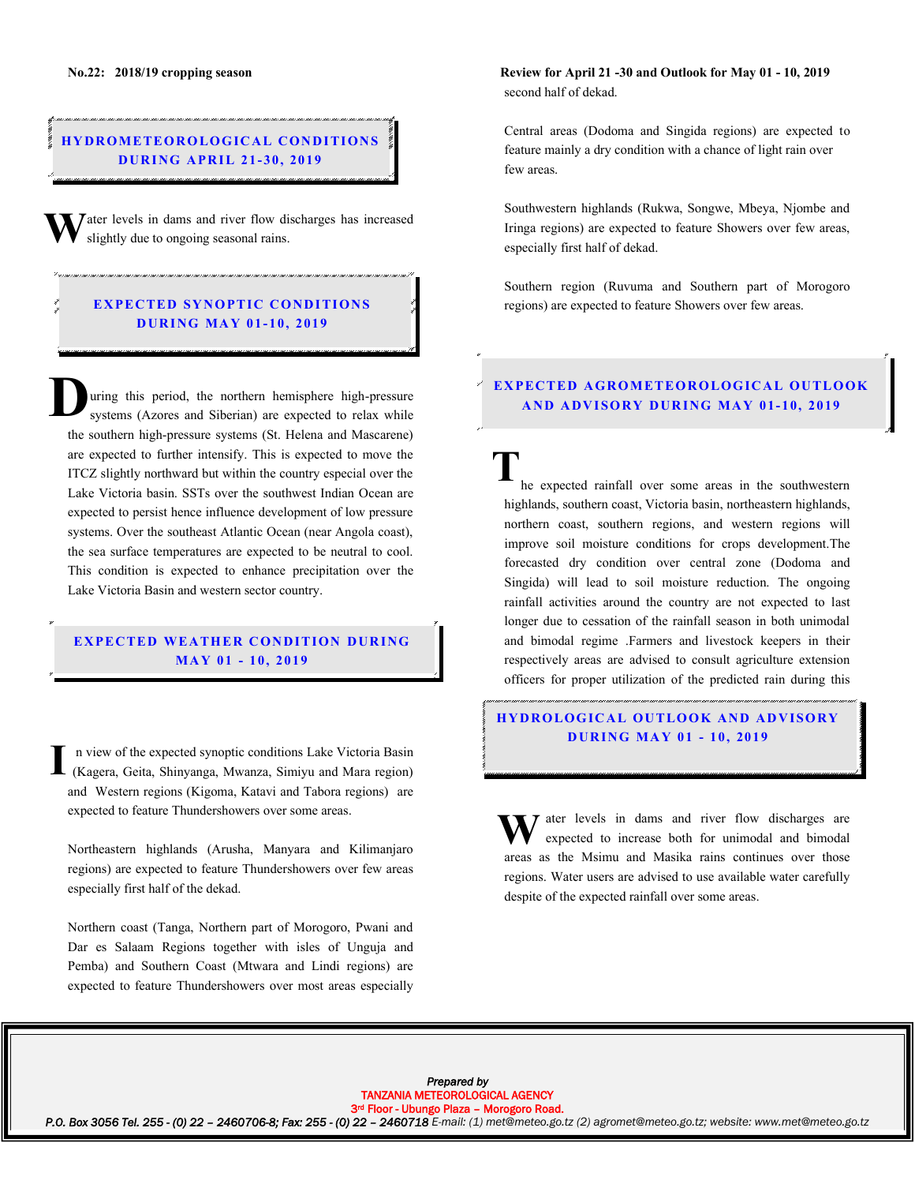**No.22: 2018/19 cropping season**

**Review for April 21 -30 and Outlook for May 01 - 10, 2019**

## HYDROMETEOROLOGICAL CONDITIONS DURING APRIL 21-30, 2019

Water levels in dams and river flow discharges has increased slightly due to ongoing seasonal rains.

## EXPECTED SYNOPTIC CONDITIONS DURING MAY 01-10, 2019

During this period, the northern hemisphere high-pressure systems (Azores and Siberian) are expected to relax while the southern high-pressure systems (St. Helena and Mascarene) are expected to further intensify. This is expected to move the ITCZ slightly northward but within the country especial over the Lake Victoria basin. SSTs over the southwest Indian Ocean are expected to persist hence influence development of low pressure systems. Over the southeast Atlantic Ocean (near Angola coast), the sea surface temperatures are expected to be neutral to cool. This condition is expected to enhance precipitation over the Lake Victoria Basin and western sector country.

## EXPECTED WEATHER CONDITION DURING MAY 01 - 10, 2019

In view of the expected synoptic conditions Lake Victoria Basin (Kagera, Geita, Shinyanga, Mwanza, Simiyu and Mara region) and Western regions (Kigoma, Katavi and Tabora regions) are expected to feature Thundershowers over some areas.

Northeastern highlands (Arusha, Manyara and Kilimanjaro regions) are expected to feature Thundershowers over few areas especially first half of the dekad.

Northern coast (Tanga, Northern part of Morogoro, Pwani and Dar es Salaam Regions together with isles of Unguja and Pemba) and Southern Coast (Mtwara and Lindi regions) are expected to feature Thundershowers over most areas especially second half of dekad.

Central areas (Dodoma and Singida regions) are expected to feature mainly a dry condition with a chance of light rain over few areas.

Southwestern highlands (Rukwa, Songwe, Mbeya, Njombe and Iringa regions) are expected to feature Showers over few areas, especially first half of dekad.

Southern region (Ruvuma and Southern part of Morogoro regions) are expected to feature Showers over few areas.

## EXPECTED AGROMETEOROLOGICAL OUTLOOK AND ADVISORY DURING MAY 01-10, 2019

The expected rainfall over some areas in the southwestern highlands, southern coast, Victoria basin, northeastern highlands, northern coast, southern regions, and western regions will improve soil moisture conditions for crops development.The forecasted dry condition over central zone (Dodoma and Singida) will lead to soil moisture reduction. The ongoing rainfall activities around the country are not expected to last longer due to cessation of the rainfall season in both unimodal and bimodal regime .Farmers and livestock keepers in their respectively areas are advised to consult agriculture extension officers for proper utilization of the predicted rain during this

## HYDROLOGICAL OUTLOOK AND ADVISORY DURING MAY 01 - 10, 2019

Water levels in dams and river flow discharges are expected to increase both for unimodal and bimodal areas as the Msimu and Masika rains continues over those regions. Water users are advised to use available water carefully despite of the expected rainfall over some areas.

*Prepared by*
TANZANIA METEOROLOGICAL AGENCY
3rd Floor - Ubungo Plaza – Morogoro Road.
*P.O. Box 3056 Tel. 255 - (0) 22 – 2460706-8; Fax: 255 - (0) 22 – 2460718 E-mail: (1) met@meteo.go.tz (2) agromet@meteo.go.tz; website: www.met@meteo.go.tz*